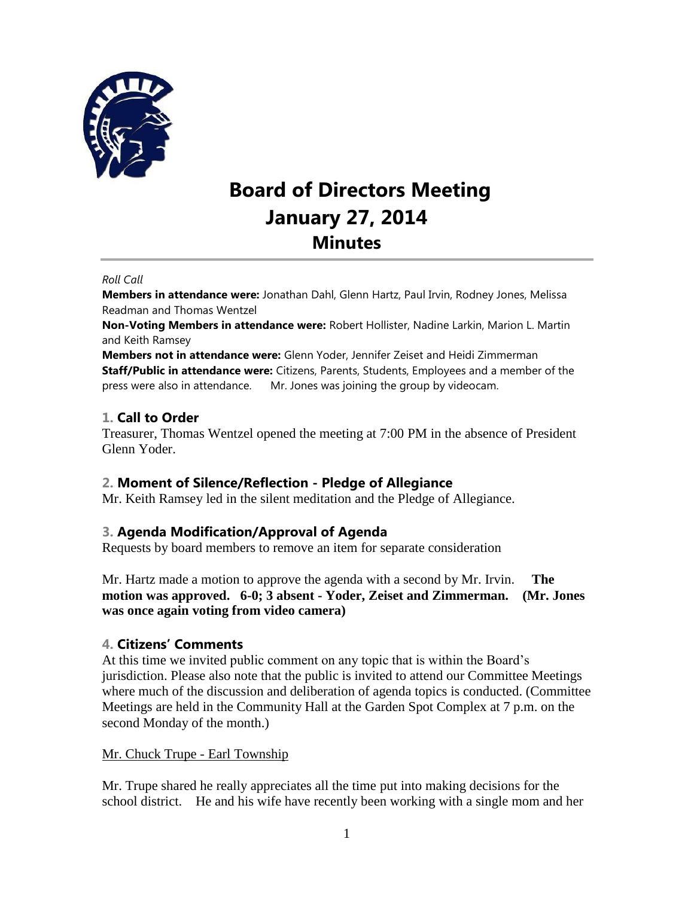# Board of Directors Meeting
## January 27, 2014
## Minutes

*Roll Call*

**Members in attendance were:** Jonathan Dahl, Glenn Hartz, Paul Irvin, Rodney Jones, Melissa Readman and Thomas Wentzel

**Non-Voting Members in attendance were:** Robert Hollister, Nadine Larkin, Marion L. Martin and Keith Ramsey

**Members not in attendance were:** Glenn Yoder, Jennifer Zeiset and Heidi Zimmerman

**Staff/Public in attendance were:** Citizens, Parents, Students, Employees and a member of the press were also in attendance. Mr. Jones was joining the group by videocam.

### 1. Call to Order

Treasurer, Thomas Wentzel opened the meeting at 7:00 PM in the absence of President Glenn Yoder.

### 2. Moment of Silence/Reflection - Pledge of Allegiance

Mr. Keith Ramsey led in the silent meditation and the Pledge of Allegiance.

### 3. Agenda Modification/Approval of Agenda

Requests by board members to remove an item for separate consideration

Mr. Hartz made a motion to approve the agenda with a second by Mr. Irvin. **The motion was approved. 6-0; 3 absent - Yoder, Zeiset and Zimmerman. (Mr. Jones was once again voting from video camera)**

### 4. Citizens' Comments

At this time we invited public comment on any topic that is within the Board's jurisdiction. Please also note that the public is invited to attend our Committee Meetings where much of the discussion and deliberation of agenda topics is conducted. (Committee Meetings are held in the Community Hall at the Garden Spot Complex at 7 p.m. on the second Monday of the month.)

Mr. Chuck Trupe - Earl Township

Mr. Trupe shared he really appreciates all the time put into making decisions for the school district. He and his wife have recently been working with a single mom and her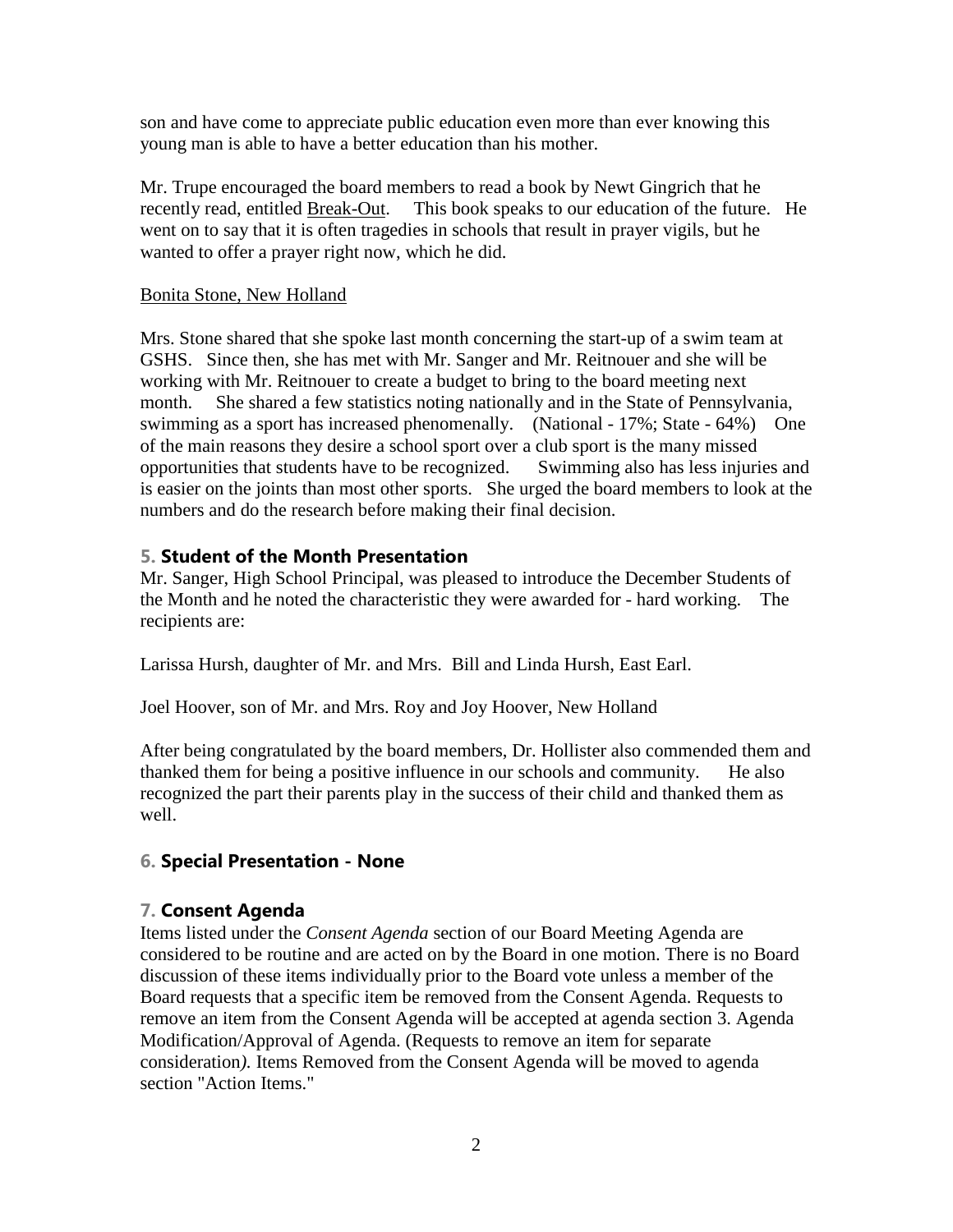son and have come to appreciate public education even more than ever knowing this young man is able to have a better education than his mother.

Mr. Trupe encouraged the board members to read a book by Newt Gingrich that he recently read, entitled Break-Out. This book speaks to our education of the future. He went on to say that it is often tragedies in schools that result in prayer vigils, but he wanted to offer a prayer right now, which he did.

Bonita Stone, New Holland

Mrs. Stone shared that she spoke last month concerning the start-up of a swim team at GSHS. Since then, she has met with Mr. Sanger and Mr. Reitnouer and she will be working with Mr. Reitnouer to create a budget to bring to the board meeting next month. She shared a few statistics noting nationally and in the State of Pennsylvania, swimming as a sport has increased phenomenally. (National - 17%; State - 64%) One of the main reasons they desire a school sport over a club sport is the many missed opportunities that students have to be recognized. Swimming also has less injuries and is easier on the joints than most other sports. She urged the board members to look at the numbers and do the research before making their final decision.

## 5. Student of the Month Presentation

Mr. Sanger, High School Principal, was pleased to introduce the December Students of the Month and he noted the characteristic they were awarded for - hard working. The recipients are:

Larissa Hursh, daughter of Mr. and Mrs. Bill and Linda Hursh, East Earl.

Joel Hoover, son of Mr. and Mrs. Roy and Joy Hoover, New Holland

After being congratulated by the board members, Dr. Hollister also commended them and thanked them for being a positive influence in our schools and community. He also recognized the part their parents play in the success of their child and thanked them as well.

## 6. Special Presentation - None

## 7. Consent Agenda

Items listed under the *Consent Agenda* section of our Board Meeting Agenda are considered to be routine and are acted on by the Board in one motion. There is no Board discussion of these items individually prior to the Board vote unless a member of the Board requests that a specific item be removed from the Consent Agenda. Requests to remove an item from the Consent Agenda will be accepted at agenda section 3. Agenda Modification/Approval of Agenda. (Requests to remove an item for separate consideration*).* Items Removed from the Consent Agenda will be moved to agenda section "Action Items."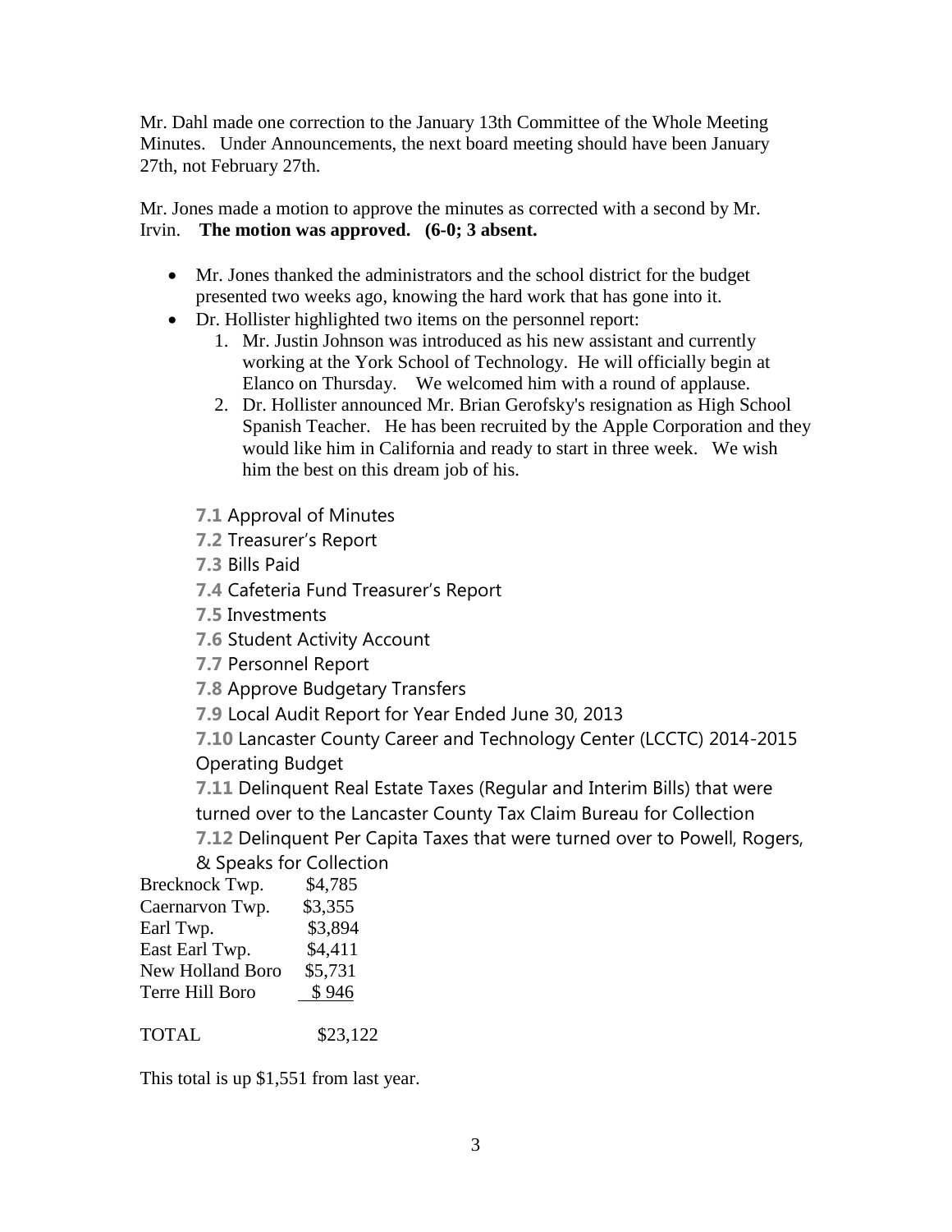Mr. Dahl made one correction to the January 13th Committee of the Whole Meeting Minutes. Under Announcements, the next board meeting should have been January 27th, not February 27th.

Mr. Jones made a motion to approve the minutes as corrected with a second by Mr. Irvin. **The motion was approved. (6-0; 3 absent.**

- Mr. Jones thanked the administrators and the school district for the budget presented two weeks ago, knowing the hard work that has gone into it.
- Dr. Hollister highlighted two items on the personnel report:
    1. Mr. Justin Johnson was introduced as his new assistant and currently working at the York School of Technology. He will officially begin at Elanco on Thursday. We welcomed him with a round of applause.
    2. Dr. Hollister announced Mr. Brian Gerofsky's resignation as High School Spanish Teacher. He has been recruited by the Apple Corporation and they would like him in California and ready to start in three week. We wish him the best on this dream job of his.

**7.1** Approval of Minutes

**7.2** Treasurer's Report

**7.3** Bills Paid

**7.4** Cafeteria Fund Treasurer's Report

**7.5** Investments

**7.6** Student Activity Account

**7.7** Personnel Report

**7.8** Approve Budgetary Transfers

**7.9** Local Audit Report for Year Ended June 30, 2013

**7.10** Lancaster County Career and Technology Center (LCCTC) 2014-2015 Operating Budget

**7.11** Delinquent Real Estate Taxes (Regular and Interim Bills) that were turned over to the Lancaster County Tax Claim Bureau for Collection

**7.12** Delinquent Per Capita Taxes that were turned over to Powell, Rogers, & Speaks for Collection

| | |
|---|---|
| Brecknock Twp. | $4,785 |
| Caernarvon Twp. | $3,355 |
| Earl Twp. | $3,894 |
| East Earl Twp. | $4,411 |
| New Holland Boro | $5,731 |
| Terre Hill Boro | $ 946 |
| TOTAL | $23,122 |

This total is up $1,551 from last year.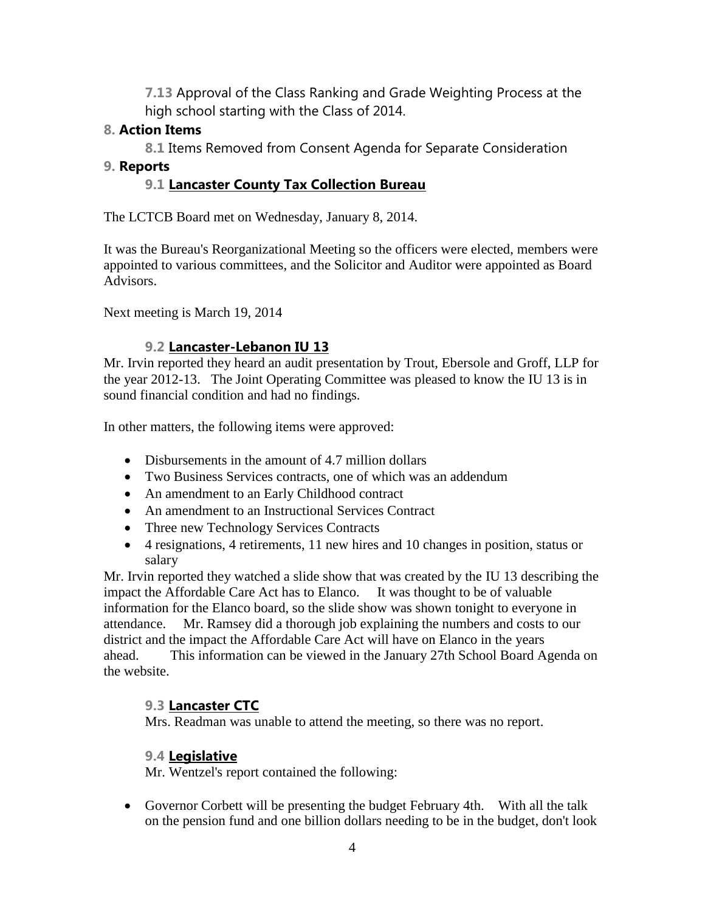**7.13** Approval of the Class Ranking and Grade Weighting Process at the high school starting with the Class of 2014.

## 8. Action Items

**8.1** Items Removed from Consent Agenda for Separate Consideration

## 9. Reports

### 9.1 Lancaster County Tax Collection Bureau

The LCTCB Board met on Wednesday, January 8, 2014.

It was the Bureau's Reorganizational Meeting so the officers were elected, members were appointed to various committees, and the Solicitor and Auditor were appointed as Board Advisors.

Next meeting is March 19, 2014

### 9.2 Lancaster-Lebanon IU 13

Mr. Irvin reported they heard an audit presentation by Trout, Ebersole and Groff, LLP for the year 2012-13. The Joint Operating Committee was pleased to know the IU 13 is in sound financial condition and had no findings.

In other matters, the following items were approved:

- Disbursements in the amount of 4.7 million dollars
- Two Business Services contracts, one of which was an addendum
- An amendment to an Early Childhood contract
- An amendment to an Instructional Services Contract
- Three new Technology Services Contracts
- 4 resignations, 4 retirements, 11 new hires and 10 changes in position, status or salary

Mr. Irvin reported they watched a slide show that was created by the IU 13 describing the impact the Affordable Care Act has to Elanco. It was thought to be of valuable information for the Elanco board, so the slide show was shown tonight to everyone in attendance. Mr. Ramsey did a thorough job explaining the numbers and costs to our district and the impact the Affordable Care Act will have on Elanco in the years ahead. This information can be viewed in the January 27th School Board Agenda on the website.

### 9.3 Lancaster CTC

Mrs. Readman was unable to attend the meeting, so there was no report.

### 9.4 Legislative

Mr. Wentzel's report contained the following:

- Governor Corbett will be presenting the budget February 4th. With all the talk on the pension fund and one billion dollars needing to be in the budget, don't look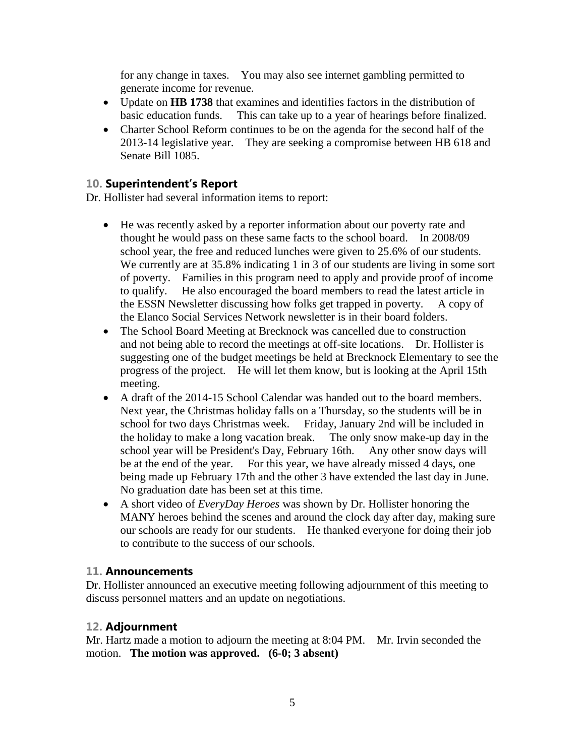for any change in taxes. You may also see internet gambling permitted to generate income for revenue.

- Update on **HB 1738** that examines and identifies factors in the distribution of basic education funds. This can take up to a year of hearings before finalized.
- Charter School Reform continues to be on the agenda for the second half of the 2013-14 legislative year. They are seeking a compromise between HB 618 and Senate Bill 1085.

## 10. Superintendent's Report

Dr. Hollister had several information items to report:

- He was recently asked by a reporter information about our poverty rate and thought he would pass on these same facts to the school board. In 2008/09 school year, the free and reduced lunches were given to 25.6% of our students. We currently are at 35.8% indicating 1 in 3 of our students are living in some sort of poverty. Families in this program need to apply and provide proof of income to qualify. He also encouraged the board members to read the latest article in the ESSN Newsletter discussing how folks get trapped in poverty. A copy of the Elanco Social Services Network newsletter is in their board folders.
- The School Board Meeting at Brecknock was cancelled due to construction and not being able to record the meetings at off-site locations. Dr. Hollister is suggesting one of the budget meetings be held at Brecknock Elementary to see the progress of the project. He will let them know, but is looking at the April 15th meeting.
- A draft of the 2014-15 School Calendar was handed out to the board members. Next year, the Christmas holiday falls on a Thursday, so the students will be in school for two days Christmas week. Friday, January 2nd will be included in the holiday to make a long vacation break. The only snow make-up day in the school year will be President's Day, February 16th. Any other snow days will be at the end of the year. For this year, we have already missed 4 days, one being made up February 17th and the other 3 have extended the last day in June. No graduation date has been set at this time.
- A short video of *EveryDay Heroes* was shown by Dr. Hollister honoring the MANY heroes behind the scenes and around the clock day after day, making sure our schools are ready for our students. He thanked everyone for doing their job to contribute to the success of our schools.

## 11. Announcements

Dr. Hollister announced an executive meeting following adjournment of this meeting to discuss personnel matters and an update on negotiations.

## 12. Adjournment

Mr. Hartz made a motion to adjourn the meeting at 8:04 PM. Mr. Irvin seconded the motion. **The motion was approved. (6-0; 3 absent)**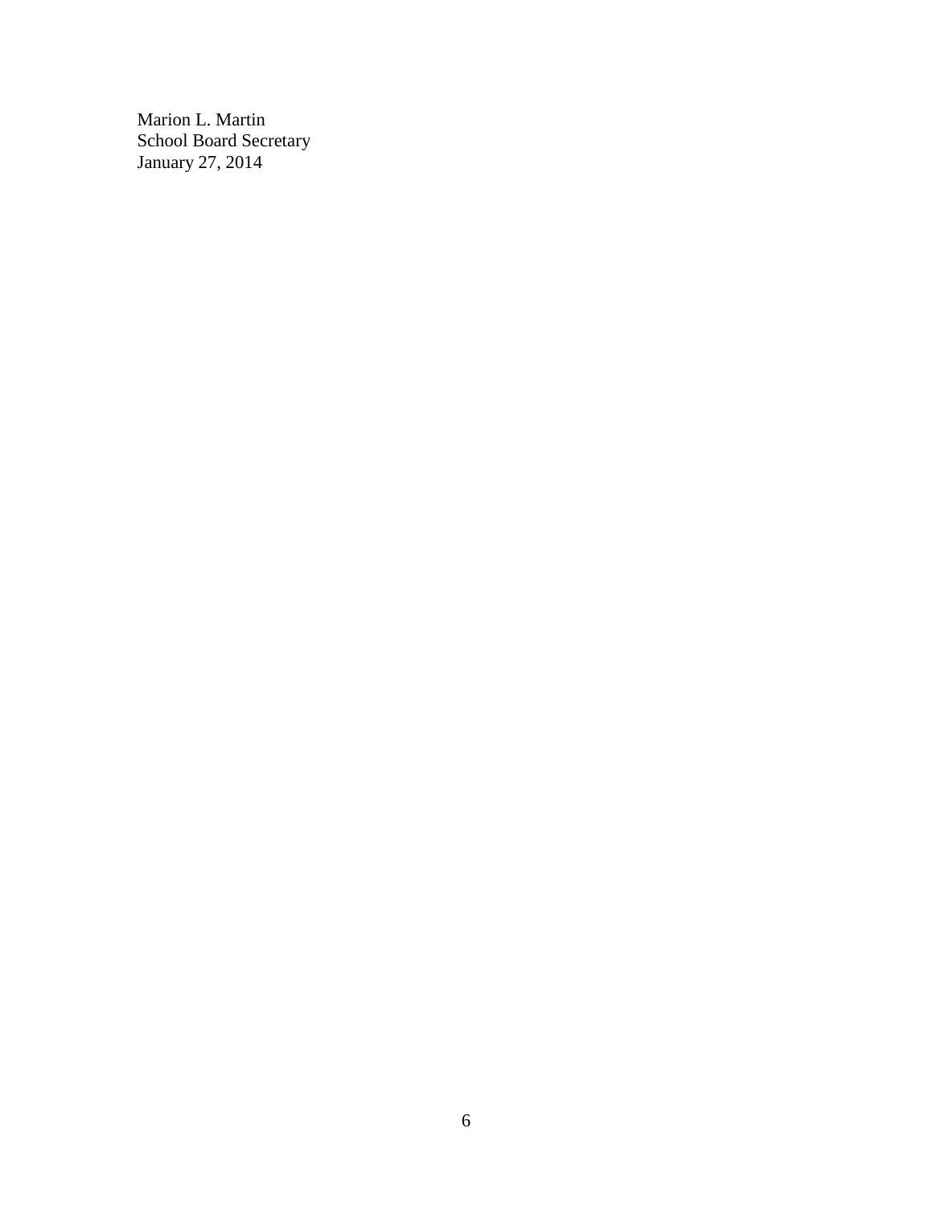Marion L. Martin  
School Board Secretary  
January 27, 2014